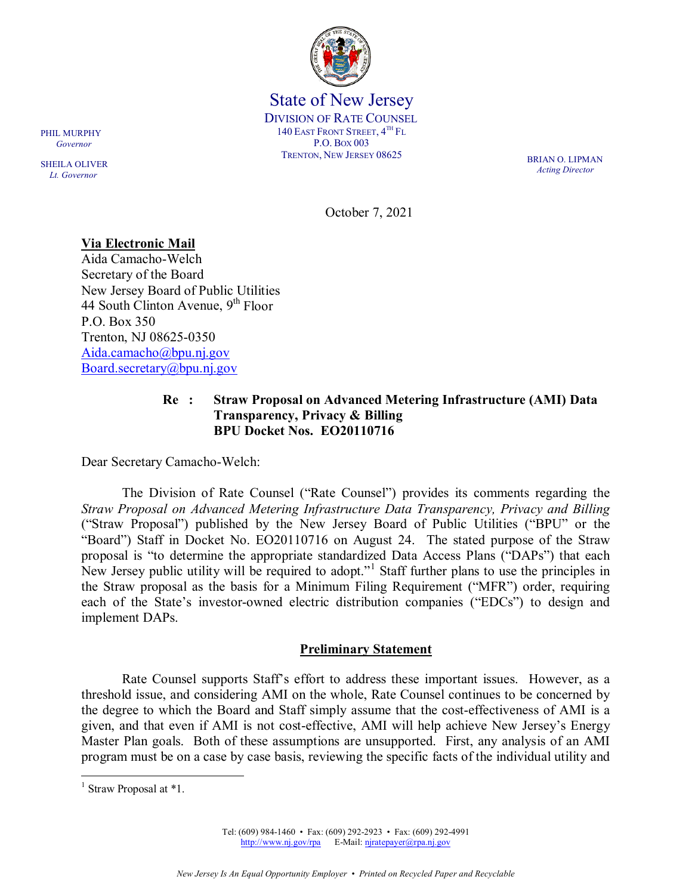State of New Jersey
DIVISION OF RATE COUNSEL
140 EAST FRONT STREET, 4TH FL
P.O. BOX 003
TRENTON, NEW JERSEY 08625

PHIL MURPHY
*Governor*

SHEILA OLIVER
*Lt. Governor*

BRIAN O. LIPMAN
*Acting Director*

October 7, 2021

**Via Electronic Mail**
Aida Camacho-Welch
Secretary of the Board
New Jersey Board of Public Utilities
44 South Clinton Avenue, 9th Floor
P.O. Box 350
Trenton, NJ 08625-0350
Aida.camacho@bpu.nj.gov
Board.secretary@bpu.nj.gov

**Re : Straw Proposal on Advanced Metering Infrastructure (AMI) Data Transparency, Privacy & Billing**
**BPU Docket Nos. EO20110716**

Dear Secretary Camacho-Welch:

The Division of Rate Counsel ("Rate Counsel") provides its comments regarding the *Straw Proposal on Advanced Metering Infrastructure Data Transparency, Privacy and Billing* ("Straw Proposal") published by the New Jersey Board of Public Utilities ("BPU" or the "Board") Staff in Docket No. EO20110716 on August 24. The stated purpose of the Straw proposal is "to determine the appropriate standardized Data Access Plans ("DAPs") that each New Jersey public utility will be required to adopt."[1] Staff further plans to use the principles in the Straw proposal as the basis for a Minimum Filing Requirement ("MFR") order, requiring each of the State's investor-owned electric distribution companies ("EDCs") to design and implement DAPs.

## Preliminary Statement

Rate Counsel supports Staff's effort to address these important issues. However, as a threshold issue, and considering AMI on the whole, Rate Counsel continues to be concerned by the degree to which the Board and Staff simply assume that the cost-effectiveness of AMI is a given, and that even if AMI is not cost-effective, AMI will help achieve New Jersey's Energy Master Plan goals. Both of these assumptions are unsupported. First, any analysis of an AMI program must be on a case by case basis, reviewing the specific facts of the individual utility and

[1] Straw Proposal at *1.

Tel: (609) 984-1460 • Fax: (609) 292-2923 • Fax: (609) 292-4991
http://www.nj.gov/rpa E-Mail: njratepayer@rpa.nj.gov

*New Jersey Is An Equal Opportunity Employer • Printed on Recycled Paper and Recyclable*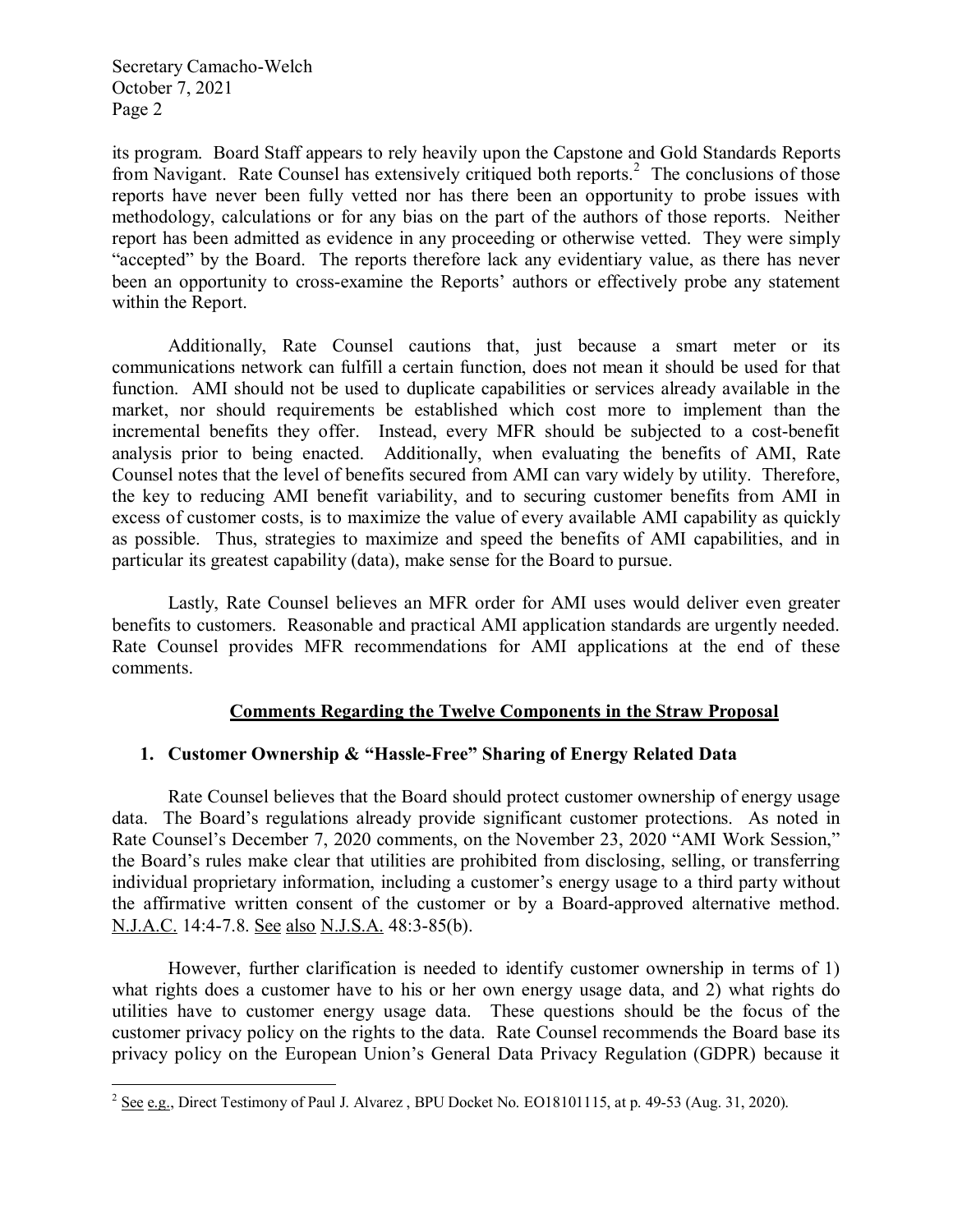its program. Board Staff appears to rely heavily upon the Capstone and Gold Standards Reports from Navigant. Rate Counsel has extensively critiqued both reports.[2] The conclusions of those reports have never been fully vetted nor has there been an opportunity to probe issues with methodology, calculations or for any bias on the part of the authors of those reports. Neither report has been admitted as evidence in any proceeding or otherwise vetted. They were simply "accepted" by the Board. The reports therefore lack any evidentiary value, as there has never been an opportunity to cross-examine the Reports' authors or effectively probe any statement within the Report.

Additionally, Rate Counsel cautions that, just because a smart meter or its communications network can fulfill a certain function, does not mean it should be used for that function. AMI should not be used to duplicate capabilities or services already available in the market, nor should requirements be established which cost more to implement than the incremental benefits they offer. Instead, every MFR should be subjected to a cost-benefit analysis prior to being enacted. Additionally, when evaluating the benefits of AMI, Rate Counsel notes that the level of benefits secured from AMI can vary widely by utility. Therefore, the key to reducing AMI benefit variability, and to securing customer benefits from AMI in excess of customer costs, is to maximize the value of every available AMI capability as quickly as possible. Thus, strategies to maximize and speed the benefits of AMI capabilities, and in particular its greatest capability (data), make sense for the Board to pursue.

Lastly, Rate Counsel believes an MFR order for AMI uses would deliver even greater benefits to customers. Reasonable and practical AMI application standards are urgently needed. Rate Counsel provides MFR recommendations for AMI applications at the end of these comments.

## Comments Regarding the Twelve Components in the Straw Proposal

### 1. Customer Ownership & "Hassle-Free" Sharing of Energy Related Data

Rate Counsel believes that the Board should protect customer ownership of energy usage data. The Board's regulations already provide significant customer protections. As noted in Rate Counsel's December 7, 2020 comments, on the November 23, 2020 "AMI Work Session," the Board's rules make clear that utilities are prohibited from disclosing, selling, or transferring individual proprietary information, including a customer's energy usage to a third party without the affirmative written consent of the customer or by a Board-approved alternative method. N.J.A.C. 14:4-7.8. See also N.J.S.A. 48:3-85(b).

However, further clarification is needed to identify customer ownership in terms of 1) what rights does a customer have to his or her own energy usage data, and 2) what rights do utilities have to customer energy usage data. These questions should be the focus of the customer privacy policy on the rights to the data. Rate Counsel recommends the Board base its privacy policy on the European Union's General Data Privacy Regulation (GDPR) because it

---

[2] See e.g., Direct Testimony of Paul J. Alvarez , BPU Docket No. EO18101115, at p. 49-53 (Aug. 31, 2020).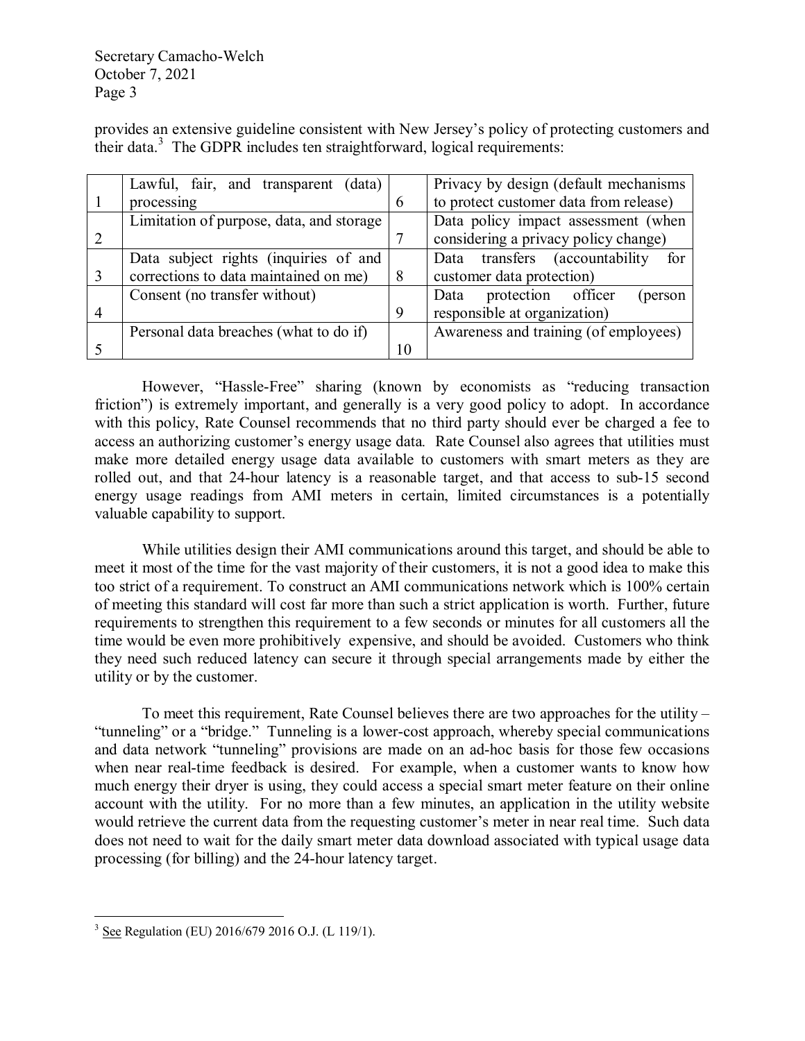provides an extensive guideline consistent with New Jersey's policy of protecting customers and their data.[3] The GDPR includes ten straightforward, logical requirements:

| | | | |
|---|---|---|---|
| 1 | Lawful, fair, and transparent (data) processing | 6 | Privacy by design (default mechanisms to protect customer data from release) |
| 2 | Limitation of purpose, data, and storage | 7 | Data policy impact assessment (when considering a privacy policy change) |
| 3 | Data subject rights (inquiries of and corrections to data maintained on me) | 8 | Data transfers (accountability for customer data protection) |
| 4 | Consent (no transfer without) | 9 | Data protection officer (person responsible at organization) |
| 5 | Personal data breaches (what to do if) | 10 | Awareness and training (of employees) |

However, "Hassle-Free" sharing (known by economists as "reducing transaction friction") is extremely important, and generally is a very good policy to adopt. In accordance with this policy, Rate Counsel recommends that no third party should ever be charged a fee to access an authorizing customer's energy usage data. Rate Counsel also agrees that utilities must make more detailed energy usage data available to customers with smart meters as they are rolled out, and that 24-hour latency is a reasonable target, and that access to sub-15 second energy usage readings from AMI meters in certain, limited circumstances is a potentially valuable capability to support.

While utilities design their AMI communications around this target, and should be able to meet it most of the time for the vast majority of their customers, it is not a good idea to make this too strict of a requirement. To construct an AMI communications network which is 100% certain of meeting this standard will cost far more than such a strict application is worth. Further, future requirements to strengthen this requirement to a few seconds or minutes for all customers all the time would be even more prohibitively expensive, and should be avoided. Customers who think they need such reduced latency can secure it through special arrangements made by either the utility or by the customer.

To meet this requirement, Rate Counsel believes there are two approaches for the utility – "tunneling" or a "bridge." Tunneling is a lower-cost approach, whereby special communications and data network "tunneling" provisions are made on an ad-hoc basis for those few occasions when near real-time feedback is desired. For example, when a customer wants to know how much energy their dryer is using, they could access a special smart meter feature on their online account with the utility. For no more than a few minutes, an application in the utility website would retrieve the current data from the requesting customer's meter in near real time. Such data does not need to wait for the daily smart meter data download associated with typical usage data processing (for billing) and the 24-hour latency target.

---

[3] See Regulation (EU) 2016/679 2016 O.J. (L 119/1).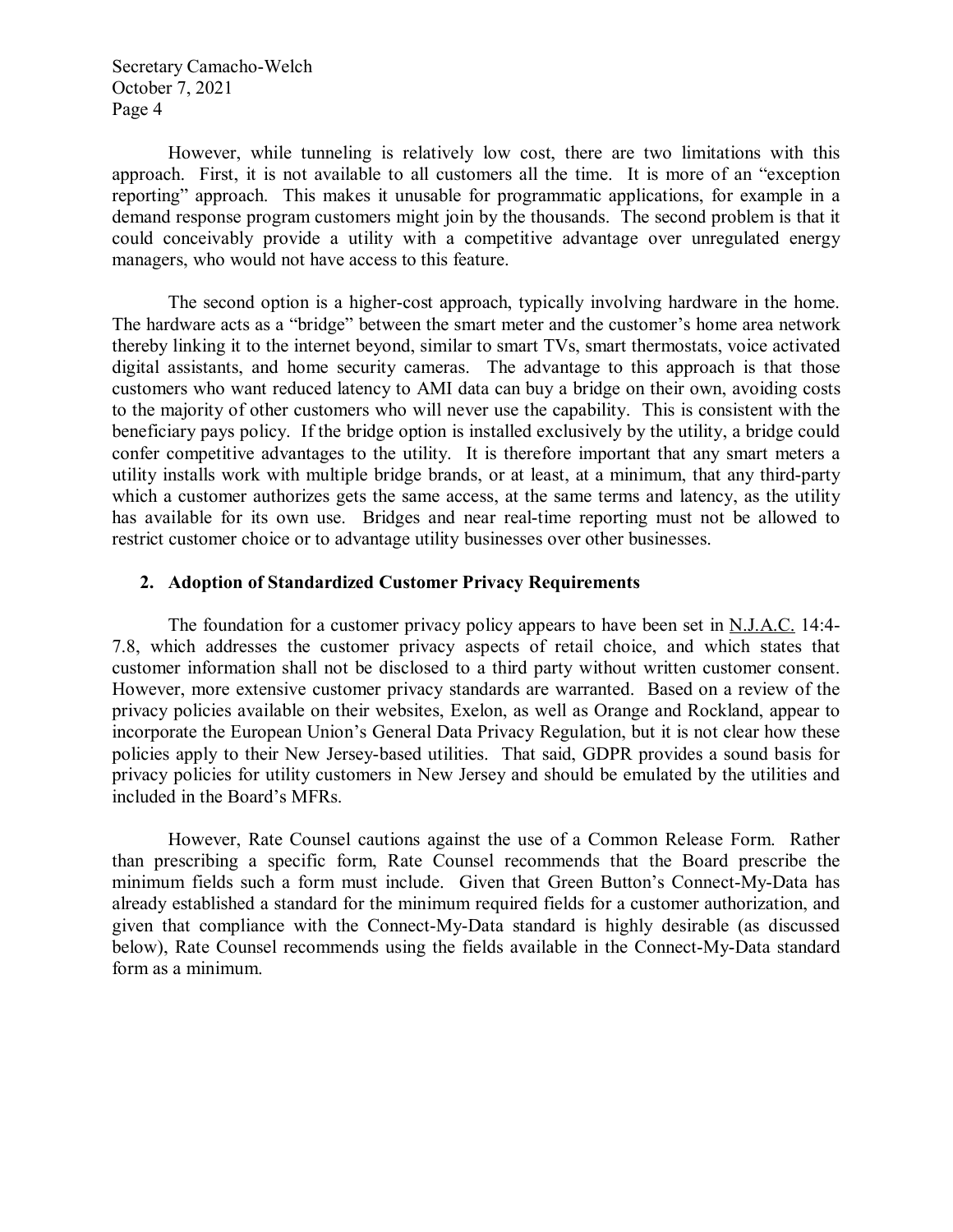However, while tunneling is relatively low cost, there are two limitations with this approach. First, it is not available to all customers all the time. It is more of an "exception reporting" approach. This makes it unusable for programmatic applications, for example in a demand response program customers might join by the thousands. The second problem is that it could conceivably provide a utility with a competitive advantage over unregulated energy managers, who would not have access to this feature.

The second option is a higher-cost approach, typically involving hardware in the home. The hardware acts as a "bridge" between the smart meter and the customer's home area network thereby linking it to the internet beyond, similar to smart TVs, smart thermostats, voice activated digital assistants, and home security cameras. The advantage to this approach is that those customers who want reduced latency to AMI data can buy a bridge on their own, avoiding costs to the majority of other customers who will never use the capability. This is consistent with the beneficiary pays policy. If the bridge option is installed exclusively by the utility, a bridge could confer competitive advantages to the utility. It is therefore important that any smart meters a utility installs work with multiple bridge brands, or at least, at a minimum, that any third-party which a customer authorizes gets the same access, at the same terms and latency, as the utility has available for its own use. Bridges and near real-time reporting must not be allowed to restrict customer choice or to advantage utility businesses over other businesses.

## 2. Adoption of Standardized Customer Privacy Requirements

The foundation for a customer privacy policy appears to have been set in N.J.A.C. 14:4-7.8, which addresses the customer privacy aspects of retail choice, and which states that customer information shall not be disclosed to a third party without written customer consent. However, more extensive customer privacy standards are warranted. Based on a review of the privacy policies available on their websites, Exelon, as well as Orange and Rockland, appear to incorporate the European Union's General Data Privacy Regulation, but it is not clear how these policies apply to their New Jersey-based utilities. That said, GDPR provides a sound basis for privacy policies for utility customers in New Jersey and should be emulated by the utilities and included in the Board's MFRs.

However, Rate Counsel cautions against the use of a Common Release Form. Rather than prescribing a specific form, Rate Counsel recommends that the Board prescribe the minimum fields such a form must include. Given that Green Button's Connect-My-Data has already established a standard for the minimum required fields for a customer authorization, and given that compliance with the Connect-My-Data standard is highly desirable (as discussed below), Rate Counsel recommends using the fields available in the Connect-My-Data standard form as a minimum.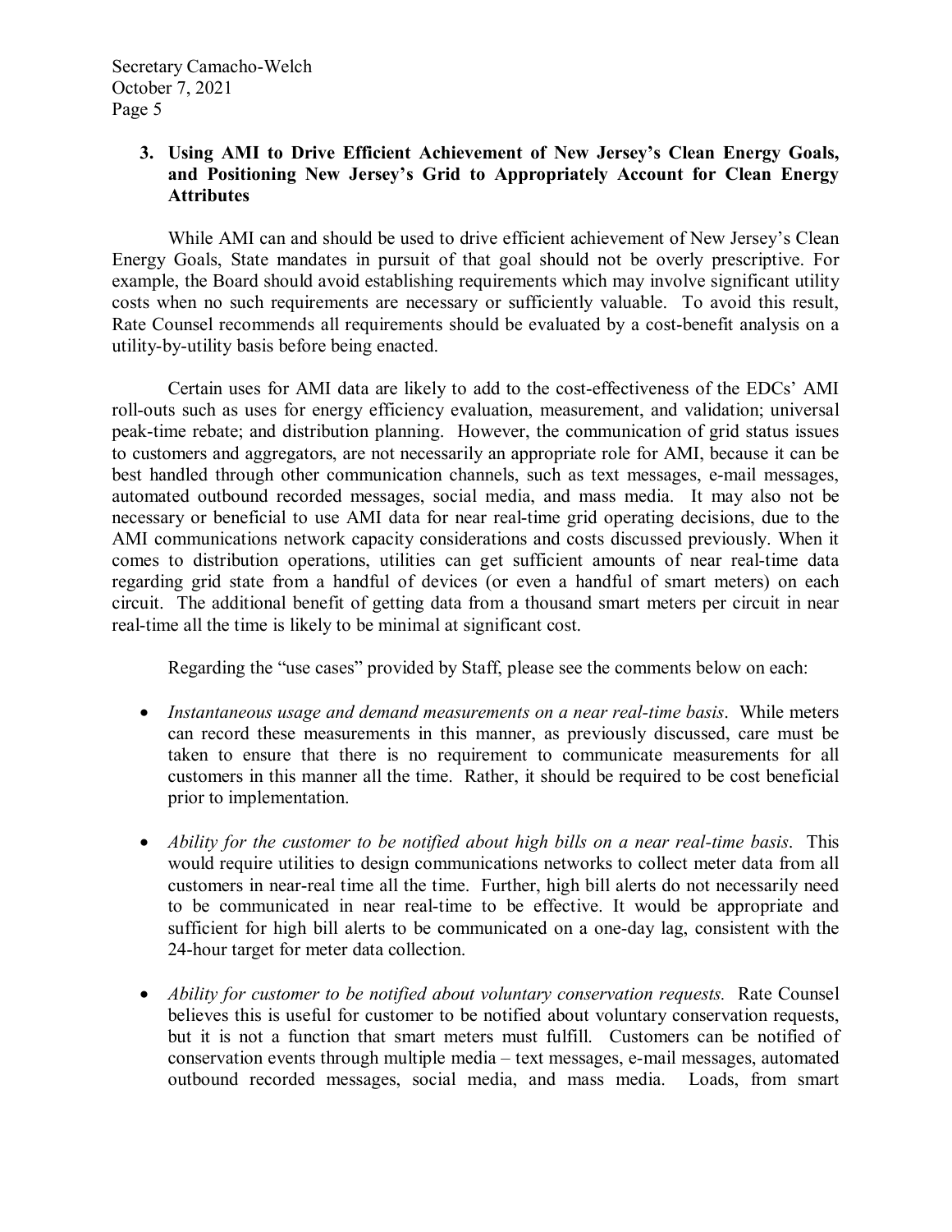### 3. Using AMI to Drive Efficient Achievement of New Jersey's Clean Energy Goals, and Positioning New Jersey's Grid to Appropriately Account for Clean Energy Attributes

While AMI can and should be used to drive efficient achievement of New Jersey's Clean Energy Goals, State mandates in pursuit of that goal should not be overly prescriptive. For example, the Board should avoid establishing requirements which may involve significant utility costs when no such requirements are necessary or sufficiently valuable. To avoid this result, Rate Counsel recommends all requirements should be evaluated by a cost-benefit analysis on a utility-by-utility basis before being enacted.

Certain uses for AMI data are likely to add to the cost-effectiveness of the EDCs' AMI roll-outs such as uses for energy efficiency evaluation, measurement, and validation; universal peak-time rebate; and distribution planning. However, the communication of grid status issues to customers and aggregators, are not necessarily an appropriate role for AMI, because it can be best handled through other communication channels, such as text messages, e-mail messages, automated outbound recorded messages, social media, and mass media. It may also not be necessary or beneficial to use AMI data for near real-time grid operating decisions, due to the AMI communications network capacity considerations and costs discussed previously. When it comes to distribution operations, utilities can get sufficient amounts of near real-time data regarding grid state from a handful of devices (or even a handful of smart meters) on each circuit. The additional benefit of getting data from a thousand smart meters per circuit in near real-time all the time is likely to be minimal at significant cost.

Regarding the "use cases" provided by Staff, please see the comments below on each:

- *Instantaneous usage and demand measurements on a near real-time basis*. While meters can record these measurements in this manner, as previously discussed, care must be taken to ensure that there is no requirement to communicate measurements for all customers in this manner all the time. Rather, it should be required to be cost beneficial prior to implementation.

- *Ability for the customer to be notified about high bills on a near real-time basis*. This would require utilities to design communications networks to collect meter data from all customers in near-real time all the time. Further, high bill alerts do not necessarily need to be communicated in near real-time to be effective. It would be appropriate and sufficient for high bill alerts to be communicated on a one-day lag, consistent with the 24-hour target for meter data collection.

- *Ability for customer to be notified about voluntary conservation requests.* Rate Counsel believes this is useful for customer to be notified about voluntary conservation requests, but it is not a function that smart meters must fulfill. Customers can be notified of conservation events through multiple media – text messages, e-mail messages, automated outbound recorded messages, social media, and mass media. Loads, from smart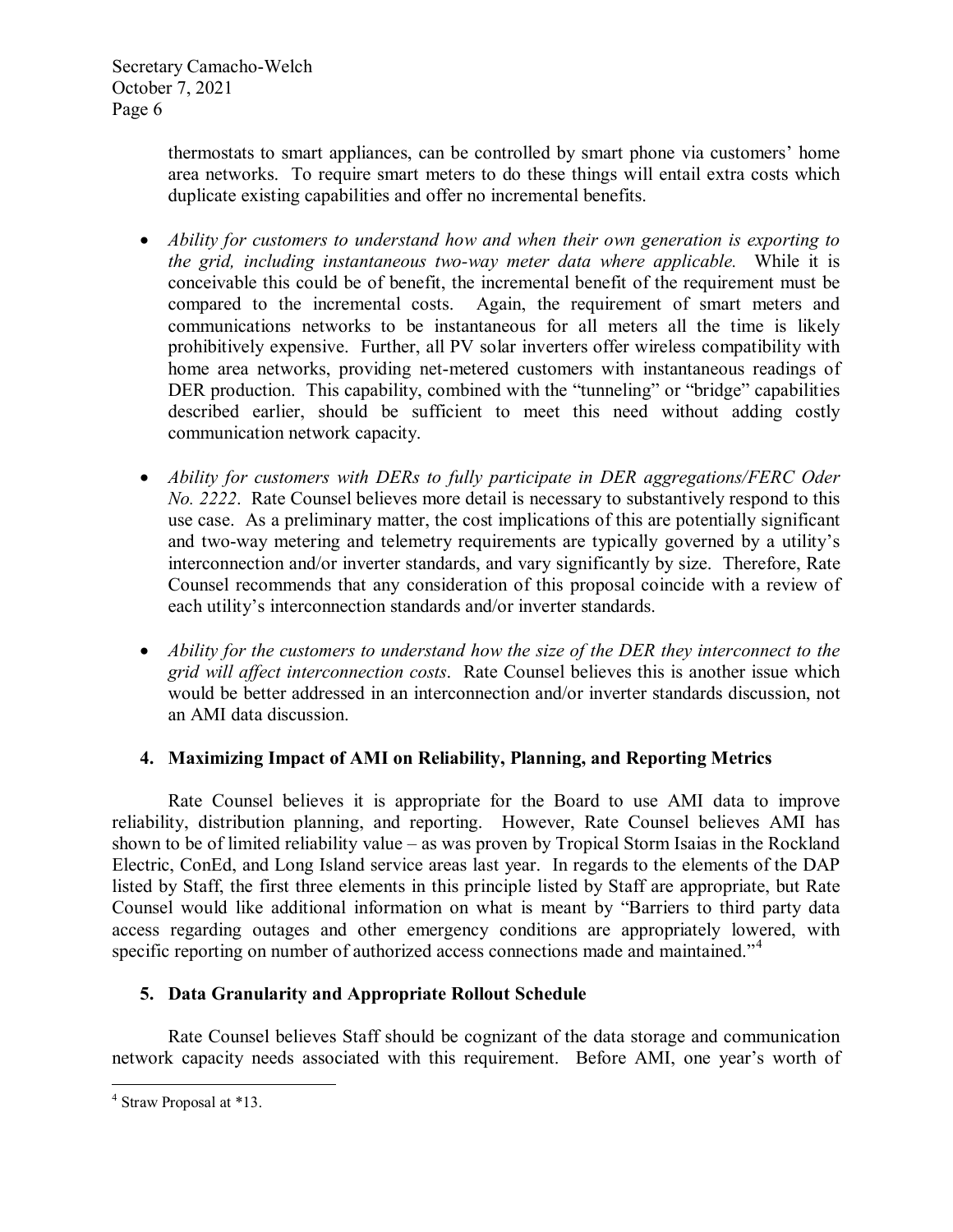thermostats to smart appliances, can be controlled by smart phone via customers' home area networks. To require smart meters to do these things will entail extra costs which duplicate existing capabilities and offer no incremental benefits.

- *Ability for customers to understand how and when their own generation is exporting to the grid, including instantaneous two-way meter data where applicable.* While it is conceivable this could be of benefit, the incremental benefit of the requirement must be compared to the incremental costs. Again, the requirement of smart meters and communications networks to be instantaneous for all meters all the time is likely prohibitively expensive. Further, all PV solar inverters offer wireless compatibility with home area networks, providing net-metered customers with instantaneous readings of DER production. This capability, combined with the "tunneling" or "bridge" capabilities described earlier, should be sufficient to meet this need without adding costly communication network capacity.

- *Ability for customers with DERs to fully participate in DER aggregations/FERC Oder No. 2222*. Rate Counsel believes more detail is necessary to substantively respond to this use case. As a preliminary matter, the cost implications of this are potentially significant and two-way metering and telemetry requirements are typically governed by a utility's interconnection and/or inverter standards, and vary significantly by size. Therefore, Rate Counsel recommends that any consideration of this proposal coincide with a review of each utility's interconnection standards and/or inverter standards.

- *Ability for the customers to understand how the size of the DER they interconnect to the grid will affect interconnection costs*. Rate Counsel believes this is another issue which would be better addressed in an interconnection and/or inverter standards discussion, not an AMI data discussion.

## 4. Maximizing Impact of AMI on Reliability, Planning, and Reporting Metrics

Rate Counsel believes it is appropriate for the Board to use AMI data to improve reliability, distribution planning, and reporting. However, Rate Counsel believes AMI has shown to be of limited reliability value – as was proven by Tropical Storm Isaias in the Rockland Electric, ConEd, and Long Island service areas last year. In regards to the elements of the DAP listed by Staff, the first three elements in this principle listed by Staff are appropriate, but Rate Counsel would like additional information on what is meant by "Barriers to third party data access regarding outages and other emergency conditions are appropriately lowered, with specific reporting on number of authorized access connections made and maintained."[4]

## 5. Data Granularity and Appropriate Rollout Schedule

Rate Counsel believes Staff should be cognizant of the data storage and communication network capacity needs associated with this requirement. Before AMI, one year's worth of

[4] Straw Proposal at *13.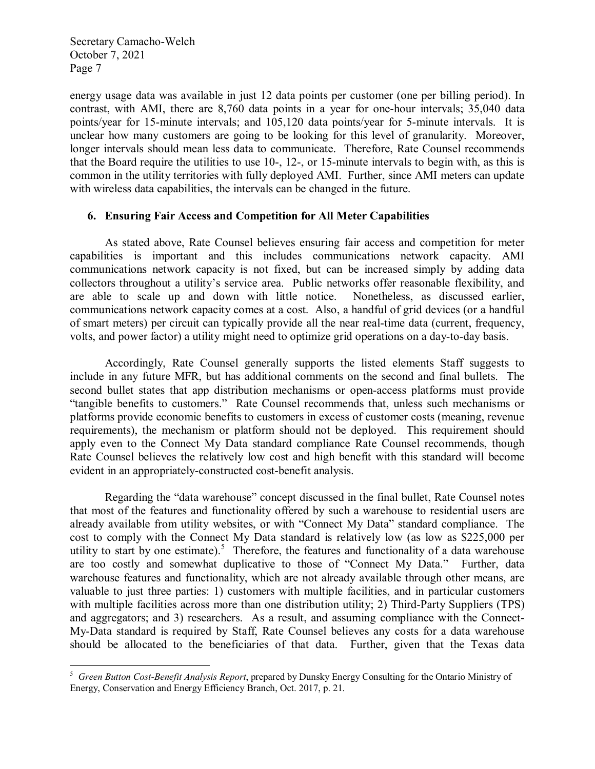energy usage data was available in just 12 data points per customer (one per billing period). In contrast, with AMI, there are 8,760 data points in a year for one-hour intervals; 35,040 data points/year for 15-minute intervals; and 105,120 data points/year for 5-minute intervals. It is unclear how many customers are going to be looking for this level of granularity. Moreover, longer intervals should mean less data to communicate. Therefore, Rate Counsel recommends that the Board require the utilities to use 10-, 12-, or 15-minute intervals to begin with, as this is common in the utility territories with fully deployed AMI. Further, since AMI meters can update with wireless data capabilities, the intervals can be changed in the future.

### 6. Ensuring Fair Access and Competition for All Meter Capabilities

As stated above, Rate Counsel believes ensuring fair access and competition for meter capabilities is important and this includes communications network capacity. AMI communications network capacity is not fixed, but can be increased simply by adding data collectors throughout a utility's service area. Public networks offer reasonable flexibility, and are able to scale up and down with little notice. Nonetheless, as discussed earlier, communications network capacity comes at a cost. Also, a handful of grid devices (or a handful of smart meters) per circuit can typically provide all the near real-time data (current, frequency, volts, and power factor) a utility might need to optimize grid operations on a day-to-day basis.

Accordingly, Rate Counsel generally supports the listed elements Staff suggests to include in any future MFR, but has additional comments on the second and final bullets. The second bullet states that app distribution mechanisms or open-access platforms must provide "tangible benefits to customers." Rate Counsel recommends that, unless such mechanisms or platforms provide economic benefits to customers in excess of customer costs (meaning, revenue requirements), the mechanism or platform should not be deployed. This requirement should apply even to the Connect My Data standard compliance Rate Counsel recommends, though Rate Counsel believes the relatively low cost and high benefit with this standard will become evident in an appropriately-constructed cost-benefit analysis.

Regarding the "data warehouse" concept discussed in the final bullet, Rate Counsel notes that most of the features and functionality offered by such a warehouse to residential users are already available from utility websites, or with "Connect My Data" standard compliance. The cost to comply with the Connect My Data standard is relatively low (as low as $225,000 per utility to start by one estimate).[5] Therefore, the features and functionality of a data warehouse are too costly and somewhat duplicative to those of "Connect My Data." Further, data warehouse features and functionality, which are not already available through other means, are valuable to just three parties: 1) customers with multiple facilities, and in particular customers with multiple facilities across more than one distribution utility; 2) Third-Party Suppliers (TPS) and aggregators; and 3) researchers. As a result, and assuming compliance with the Connect-My-Data standard is required by Staff, Rate Counsel believes any costs for a data warehouse should be allocated to the beneficiaries of that data. Further, given that the Texas data

---

[5] *Green Button Cost-Benefit Analysis Report*, prepared by Dunsky Energy Consulting for the Ontario Ministry of Energy, Conservation and Energy Efficiency Branch, Oct. 2017, p. 21.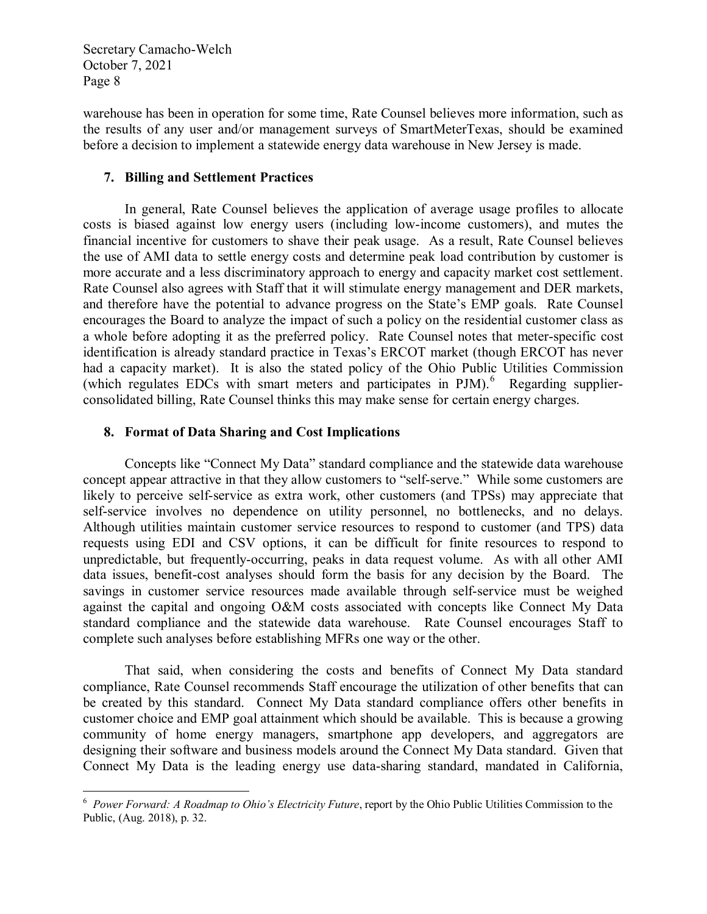warehouse has been in operation for some time, Rate Counsel believes more information, such as the results of any user and/or management surveys of SmartMeterTexas, should be examined before a decision to implement a statewide energy data warehouse in New Jersey is made.

### 7. Billing and Settlement Practices

In general, Rate Counsel believes the application of average usage profiles to allocate costs is biased against low energy users (including low-income customers), and mutes the financial incentive for customers to shave their peak usage. As a result, Rate Counsel believes the use of AMI data to settle energy costs and determine peak load contribution by customer is more accurate and a less discriminatory approach to energy and capacity market cost settlement. Rate Counsel also agrees with Staff that it will stimulate energy management and DER markets, and therefore have the potential to advance progress on the State's EMP goals. Rate Counsel encourages the Board to analyze the impact of such a policy on the residential customer class as a whole before adopting it as the preferred policy. Rate Counsel notes that meter-specific cost identification is already standard practice in Texas's ERCOT market (though ERCOT has never had a capacity market). It is also the stated policy of the Ohio Public Utilities Commission (which regulates EDCs with smart meters and participates in PJM).[6] Regarding supplier-consolidated billing, Rate Counsel thinks this may make sense for certain energy charges.

### 8. Format of Data Sharing and Cost Implications

Concepts like "Connect My Data" standard compliance and the statewide data warehouse concept appear attractive in that they allow customers to "self-serve." While some customers are likely to perceive self-service as extra work, other customers (and TPSs) may appreciate that self-service involves no dependence on utility personnel, no bottlenecks, and no delays. Although utilities maintain customer service resources to respond to customer (and TPS) data requests using EDI and CSV options, it can be difficult for finite resources to respond to unpredictable, but frequently-occurring, peaks in data request volume. As with all other AMI data issues, benefit-cost analyses should form the basis for any decision by the Board. The savings in customer service resources made available through self-service must be weighed against the capital and ongoing O&M costs associated with concepts like Connect My Data standard compliance and the statewide data warehouse. Rate Counsel encourages Staff to complete such analyses before establishing MFRs one way or the other.

That said, when considering the costs and benefits of Connect My Data standard compliance, Rate Counsel recommends Staff encourage the utilization of other benefits that can be created by this standard. Connect My Data standard compliance offers other benefits in customer choice and EMP goal attainment which should be available. This is because a growing community of home energy managers, smartphone app developers, and aggregators are designing their software and business models around the Connect My Data standard. Given that Connect My Data is the leading energy use data-sharing standard, mandated in California,

---

[6] *Power Forward: A Roadmap to Ohio's Electricity Future*, report by the Ohio Public Utilities Commission to the Public, (Aug. 2018), p. 32.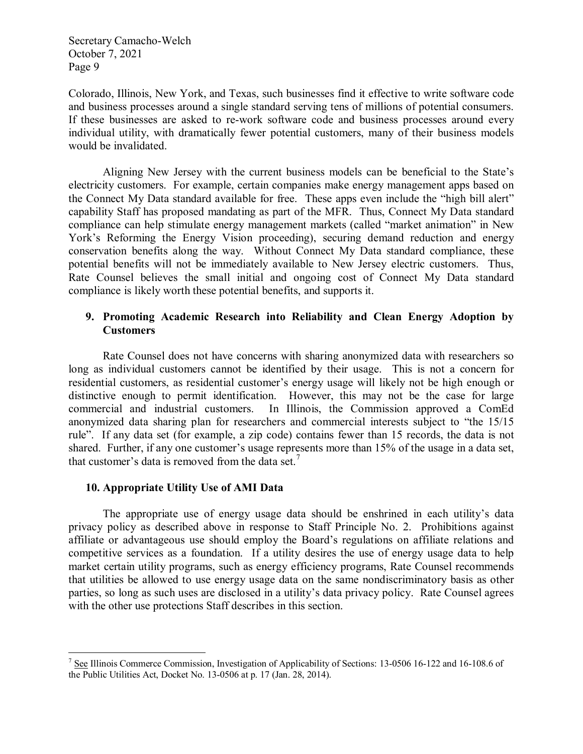Colorado, Illinois, New York, and Texas, such businesses find it effective to write software code and business processes around a single standard serving tens of millions of potential consumers. If these businesses are asked to re-work software code and business processes around every individual utility, with dramatically fewer potential customers, many of their business models would be invalidated.

Aligning New Jersey with the current business models can be beneficial to the State's electricity customers. For example, certain companies make energy management apps based on the Connect My Data standard available for free. These apps even include the "high bill alert" capability Staff has proposed mandating as part of the MFR. Thus, Connect My Data standard compliance can help stimulate energy management markets (called "market animation" in New York's Reforming the Energy Vision proceeding), securing demand reduction and energy conservation benefits along the way. Without Connect My Data standard compliance, these potential benefits will not be immediately available to New Jersey electric customers. Thus, Rate Counsel believes the small initial and ongoing cost of Connect My Data standard compliance is likely worth these potential benefits, and supports it.

### 9. Promoting Academic Research into Reliability and Clean Energy Adoption by Customers

Rate Counsel does not have concerns with sharing anonymized data with researchers so long as individual customers cannot be identified by their usage. This is not a concern for residential customers, as residential customer's energy usage will likely not be high enough or distinctive enough to permit identification. However, this may not be the case for large commercial and industrial customers. In Illinois, the Commission approved a ComEd anonymized data sharing plan for researchers and commercial interests subject to "the 15/15 rule". If any data set (for example, a zip code) contains fewer than 15 records, the data is not shared. Further, if any one customer's usage represents more than 15% of the usage in a data set, that customer's data is removed from the data set.[7]

### 10. Appropriate Utility Use of AMI Data

The appropriate use of energy usage data should be enshrined in each utility's data privacy policy as described above in response to Staff Principle No. 2. Prohibitions against affiliate or advantageous use should employ the Board's regulations on affiliate relations and competitive services as a foundation. If a utility desires the use of energy usage data to help market certain utility programs, such as energy efficiency programs, Rate Counsel recommends that utilities be allowed to use energy usage data on the same nondiscriminatory basis as other parties, so long as such uses are disclosed in a utility's data privacy policy. Rate Counsel agrees with the other use protections Staff describes in this section.

---

[7] See Illinois Commerce Commission, Investigation of Applicability of Sections: 13-0506 16-122 and 16-108.6 of the Public Utilities Act, Docket No. 13-0506 at p. 17 (Jan. 28, 2014).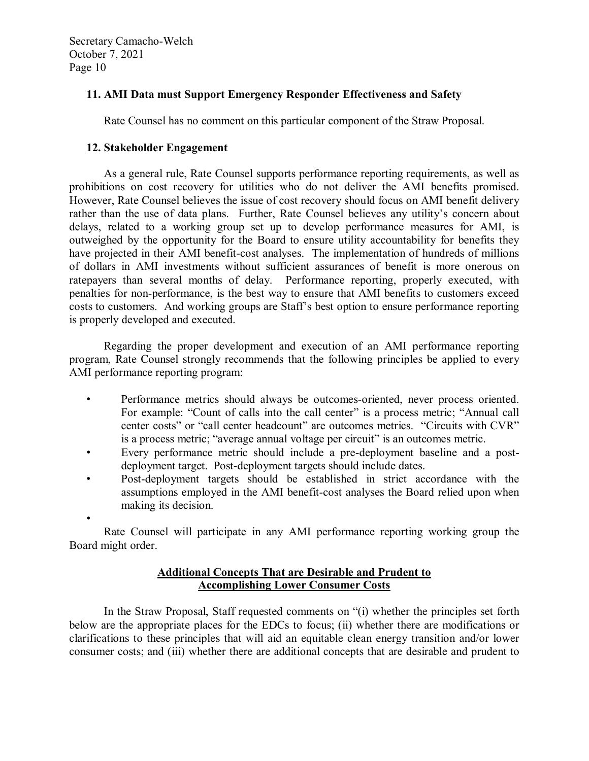### 11. AMI Data must Support Emergency Responder Effectiveness and Safety

Rate Counsel has no comment on this particular component of the Straw Proposal.

### 12. Stakeholder Engagement

As a general rule, Rate Counsel supports performance reporting requirements, as well as prohibitions on cost recovery for utilities who do not deliver the AMI benefits promised. However, Rate Counsel believes the issue of cost recovery should focus on AMI benefit delivery rather than the use of data plans. Further, Rate Counsel believes any utility's concern about delays, related to a working group set up to develop performance measures for AMI, is outweighed by the opportunity for the Board to ensure utility accountability for benefits they have projected in their AMI benefit-cost analyses. The implementation of hundreds of millions of dollars in AMI investments without sufficient assurances of benefit is more onerous on ratepayers than several months of delay. Performance reporting, properly executed, with penalties for non-performance, is the best way to ensure that AMI benefits to customers exceed costs to customers. And working groups are Staff's best option to ensure performance reporting is properly developed and executed.

Regarding the proper development and execution of an AMI performance reporting program, Rate Counsel strongly recommends that the following principles be applied to every AMI performance reporting program:

- Performance metrics should always be outcomes-oriented, never process oriented. For example: "Count of calls into the call center" is a process metric; "Annual call center costs" or "call center headcount" are outcomes metrics. "Circuits with CVR" is a process metric; "average annual voltage per circuit" is an outcomes metric.
- Every performance metric should include a pre-deployment baseline and a post-deployment target. Post-deployment targets should include dates.
- Post-deployment targets should be established in strict accordance with the assumptions employed in the AMI benefit-cost analyses the Board relied upon when making its decision.
- 

Rate Counsel will participate in any AMI performance reporting working group the Board might order.

## Additional Concepts That are Desirable and Prudent to Accomplishing Lower Consumer Costs

In the Straw Proposal, Staff requested comments on "(i) whether the principles set forth below are the appropriate places for the EDCs to focus; (ii) whether there are modifications or clarifications to these principles that will aid an equitable clean energy transition and/or lower consumer costs; and (iii) whether there are additional concepts that are desirable and prudent to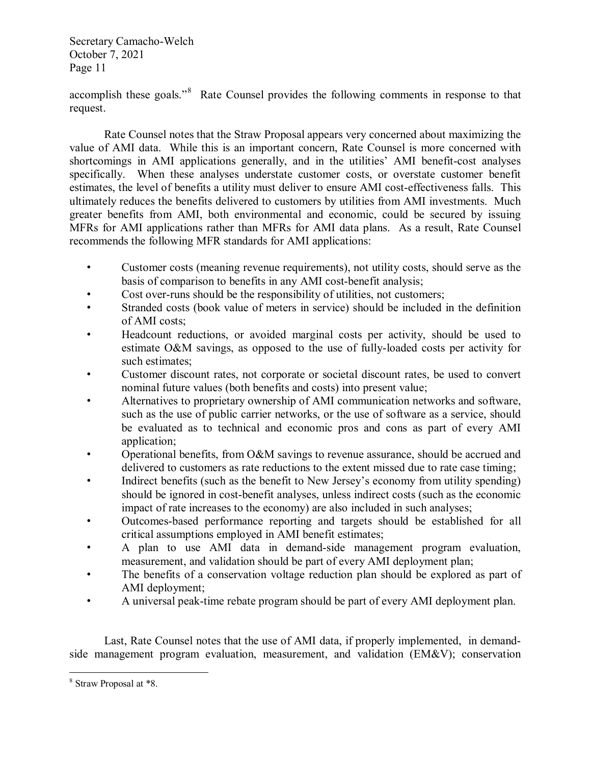accomplish these goals."[8] Rate Counsel provides the following comments in response to that request.

Rate Counsel notes that the Straw Proposal appears very concerned about maximizing the value of AMI data. While this is an important concern, Rate Counsel is more concerned with shortcomings in AMI applications generally, and in the utilities' AMI benefit-cost analyses specifically. When these analyses understate customer costs, or overstate customer benefit estimates, the level of benefits a utility must deliver to ensure AMI cost-effectiveness falls. This ultimately reduces the benefits delivered to customers by utilities from AMI investments. Much greater benefits from AMI, both environmental and economic, could be secured by issuing MFRs for AMI applications rather than MFRs for AMI data plans. As a result, Rate Counsel recommends the following MFR standards for AMI applications:

- Customer costs (meaning revenue requirements), not utility costs, should serve as the basis of comparison to benefits in any AMI cost-benefit analysis;
- Cost over-runs should be the responsibility of utilities, not customers;
- Stranded costs (book value of meters in service) should be included in the definition of AMI costs;
- Headcount reductions, or avoided marginal costs per activity, should be used to estimate O&M savings, as opposed to the use of fully-loaded costs per activity for such estimates;
- Customer discount rates, not corporate or societal discount rates, be used to convert nominal future values (both benefits and costs) into present value;
- Alternatives to proprietary ownership of AMI communication networks and software, such as the use of public carrier networks, or the use of software as a service, should be evaluated as to technical and economic pros and cons as part of every AMI application;
- Operational benefits, from O&M savings to revenue assurance, should be accrued and delivered to customers as rate reductions to the extent missed due to rate case timing;
- Indirect benefits (such as the benefit to New Jersey's economy from utility spending) should be ignored in cost-benefit analyses, unless indirect costs (such as the economic impact of rate increases to the economy) are also included in such analyses;
- Outcomes-based performance reporting and targets should be established for all critical assumptions employed in AMI benefit estimates;
- A plan to use AMI data in demand-side management program evaluation, measurement, and validation should be part of every AMI deployment plan;
- The benefits of a conservation voltage reduction plan should be explored as part of AMI deployment;
- A universal peak-time rebate program should be part of every AMI deployment plan.

Last, Rate Counsel notes that the use of AMI data, if properly implemented, in demand-side management program evaluation, measurement, and validation (EM&V); conservation

[8] Straw Proposal at *8.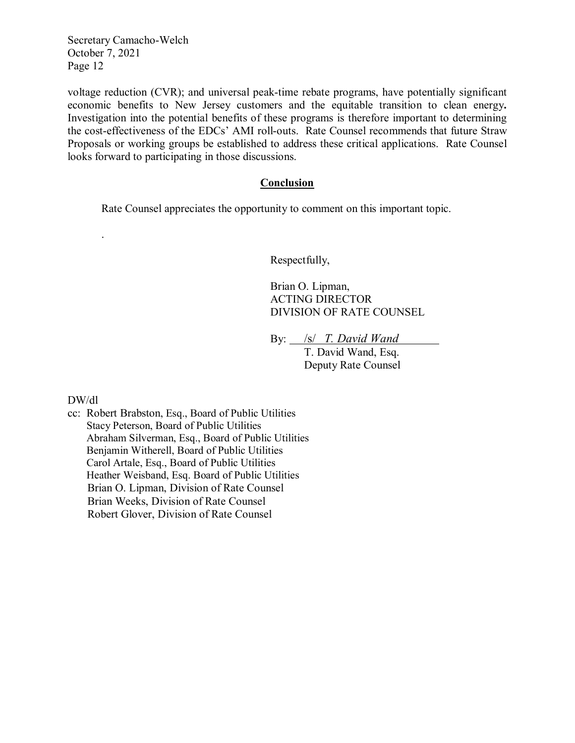voltage reduction (CVR); and universal peak-time rebate programs, have potentially significant economic benefits to New Jersey customers and the equitable transition to clean energy**.** Investigation into the potential benefits of these programs is therefore important to determining the cost-effectiveness of the EDCs' AMI roll-outs. Rate Counsel recommends that future Straw Proposals or working groups be established to address these critical applications. Rate Counsel looks forward to participating in those discussions.

## Conclusion

Rate Counsel appreciates the opportunity to comment on this important topic.

.

Respectfully,

Brian O. Lipman,
ACTING DIRECTOR
DIVISION OF RATE COUNSEL

By: /s/ *T. David Wand*
T. David Wand, Esq.
Deputy Rate Counsel

DW/dl

cc: Robert Brabston, Esq., Board of Public Utilities
Stacy Peterson, Board of Public Utilities
Abraham Silverman, Esq., Board of Public Utilities
Benjamin Witherell, Board of Public Utilities
Carol Artale, Esq., Board of Public Utilities
Heather Weisband, Esq. Board of Public Utilities
Brian O. Lipman, Division of Rate Counsel
Brian Weeks, Division of Rate Counsel
Robert Glover, Division of Rate Counsel